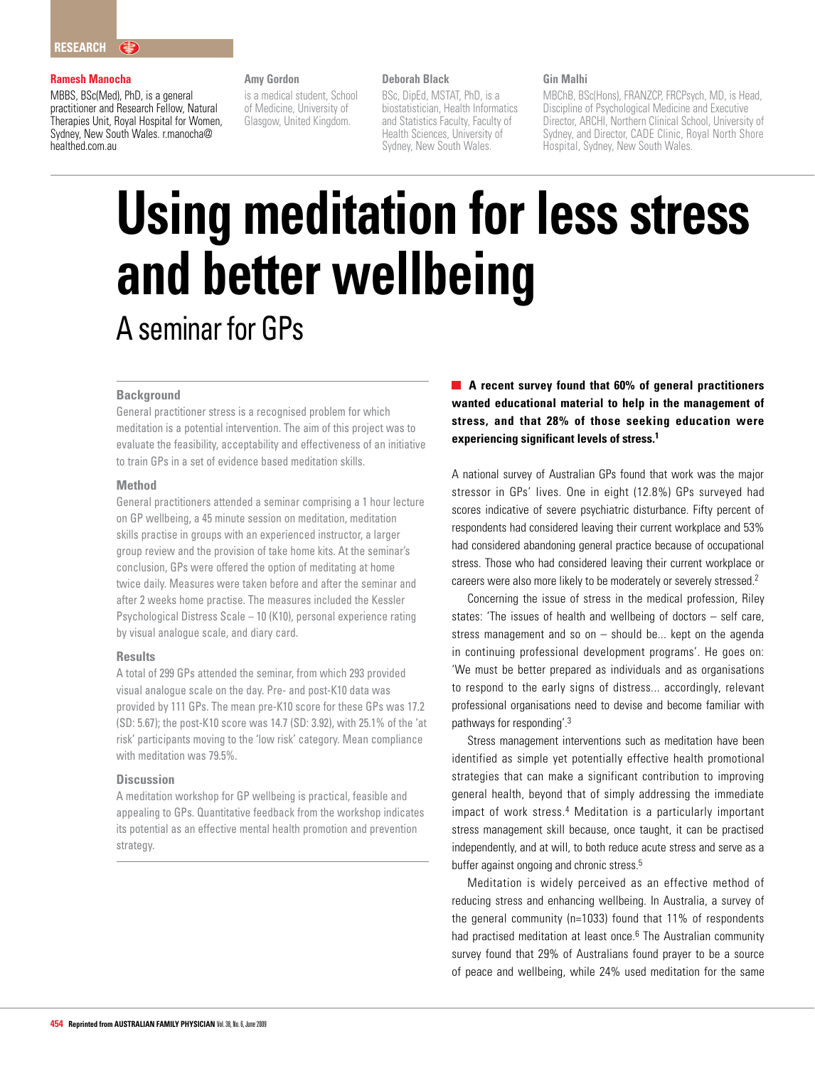RESEARCH

**Ramesh Manocha**
MBBS, BSc(Med), PhD, is a general practitioner and Research Fellow, Natural Therapies Unit, Royal Hospital for Women, Sydney, New South Wales. r.manocha@healthed.com.au

**Amy Gordon**
is a medical student, School of Medicine, University of Glasgow, United Kingdom.

**Deborah Black**
BSc, DipEd, MSTAT, PhD, is a biostatistician, Health Informatics and Statistics Faculty, Faculty of Health Sciences, University of Sydney, New South Wales.

**Gin Malhi**
MBChB, BSc(Hons), FRANZCP, FRCPsych, MD, is Head, Discipline of Psychological Medicine and Executive Director, ARCHI, Northern Clinical School, University of Sydney, and Director, CADE Clinic, Royal North Shore Hospital, Sydney, New South Wales.

# Using meditation for less stress and better wellbeing

## A seminar for GPs

### Background

General practitioner stress is a recognised problem for which meditation is a potential intervention. The aim of this project was to evaluate the feasibility, acceptability and effectiveness of an initiative to train GPs in a set of evidence based meditation skills.

### Method

General practitioners attended a seminar comprising a 1 hour lecture on GP wellbeing, a 45 minute session on meditation, meditation skills practise in groups with an experienced instructor, a larger group review and the provision of take home kits. At the seminar's conclusion, GPs were offered the option of meditating at home twice daily. Measures were taken before and after the seminar and after 2 weeks home practise. The measures included the Kessler Psychological Distress Scale – 10 (K10), personal experience rating by visual analogue scale, and diary card.

### Results

A total of 299 GPs attended the seminar, from which 293 provided visual analogue scale on the day. Pre- and post-K10 data was provided by 111 GPs. The mean pre-K10 score for these GPs was 17.2 (SD: 5.67); the post-K10 score was 14.7 (SD: 3.92), with 25.1% of the 'at risk' participants moving to the 'low risk' category. Mean compliance with meditation was 79.5%.

### Discussion

A meditation workshop for GP wellbeing is practical, feasible and appealing to GPs. Quantitative feedback from the workshop indicates its potential as an effective mental health promotion and prevention strategy.

**A recent survey found that 60% of general practitioners wanted educational material to help in the management of stress, and that 28% of those seeking education were experiencing significant levels of stress.[1]**

A national survey of Australian GPs found that work was the major stressor in GPs' lives. One in eight (12.8%) GPs surveyed had scores indicative of severe psychiatric disturbance. Fifty percent of respondents had considered leaving their current workplace and 53% had considered abandoning general practice because of occupational stress. Those who had considered leaving their current workplace or careers were also more likely to be moderately or severely stressed.[2]

Concerning the issue of stress in the medical profession, Riley states: 'The issues of health and wellbeing of doctors – self care, stress management and so on – should be... kept on the agenda in continuing professional development programs'. He goes on: 'We must be better prepared as individuals and as organisations to respond to the early signs of distress... accordingly, relevant professional organisations need to devise and become familiar with pathways for responding'.[3]

Stress management interventions such as meditation have been identified as simple yet potentially effective health promotional strategies that can make a significant contribution to improving general health, beyond that of simply addressing the immediate impact of work stress.[4] Meditation is a particularly important stress management skill because, once taught, it can be practised independently, and at will, to both reduce acute stress and serve as a buffer against ongoing and chronic stress.[5]

Meditation is widely perceived as an effective method of reducing stress and enhancing wellbeing. In Australia, a survey of the general community (n=1033) found that 11% of respondents had practised meditation at least once.[6] The Australian community survey found that 29% of Australians found prayer to be a source of peace and wellbeing, while 24% used meditation for the same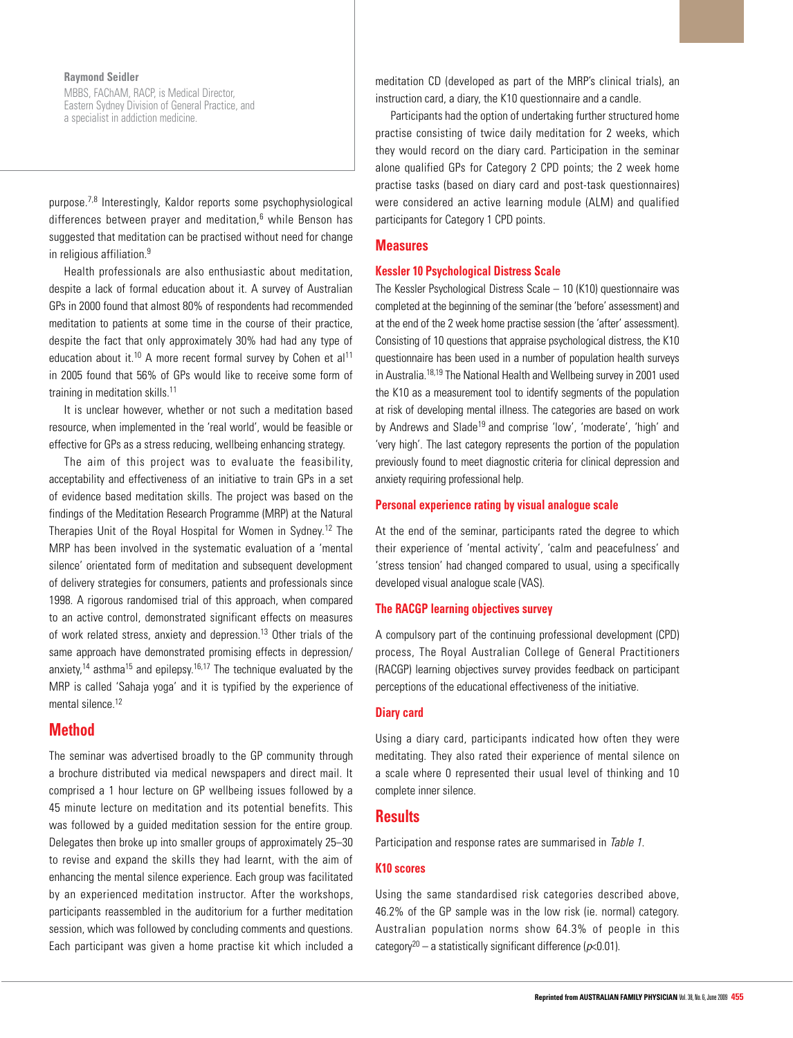**Raymond Seidler**
MBBS, FAChAM, RACP, is Medical Director, Eastern Sydney Division of General Practice, and a specialist in addiction medicine.

purpose.[7,8] Interestingly, Kaldor reports some psychophysiological differences between prayer and meditation,[6] while Benson has suggested that meditation can be practised without need for change in religious affiliation.[9]

Health professionals are also enthusiastic about meditation, despite a lack of formal education about it. A survey of Australian GPs in 2000 found that almost 80% of respondents had recommended meditation to patients at some time in the course of their practice, despite the fact that only approximately 30% had had any type of education about it.[10] A more recent formal survey by Cohen et al[11] in 2005 found that 56% of GPs would like to receive some form of training in meditation skills.[11]

It is unclear however, whether or not such a meditation based resource, when implemented in the 'real world', would be feasible or effective for GPs as a stress reducing, wellbeing enhancing strategy.

The aim of this project was to evaluate the feasibility, acceptability and effectiveness of an initiative to train GPs in a set of evidence based meditation skills. The project was based on the findings of the Meditation Research Programme (MRP) at the Natural Therapies Unit of the Royal Hospital for Women in Sydney.[12] The MRP has been involved in the systematic evaluation of a 'mental silence' orientated form of meditation and subsequent development of delivery strategies for consumers, patients and professionals since 1998. A rigorous randomised trial of this approach, when compared to an active control, demonstrated significant effects on measures of work related stress, anxiety and depression.[13] Other trials of the same approach have demonstrated promising effects in depression/anxiety,[14] asthma[15] and epilepsy.[16,17] The technique evaluated by the MRP is called 'Sahaja yoga' and it is typified by the experience of mental silence.[12]

## Method

The seminar was advertised broadly to the GP community through a brochure distributed via medical newspapers and direct mail. It comprised a 1 hour lecture on GP wellbeing issues followed by a 45 minute lecture on meditation and its potential benefits. This was followed by a guided meditation session for the entire group. Delegates then broke up into smaller groups of approximately 25–30 to revise and expand the skills they had learnt, with the aim of enhancing the mental silence experience. Each group was facilitated by an experienced meditation instructor. After the workshops, participants reassembled in the auditorium for a further meditation session, which was followed by concluding comments and questions. Each participant was given a home practise kit which included a meditation CD (developed as part of the MRP's clinical trials), an instruction card, a diary, the K10 questionnaire and a candle.

Participants had the option of undertaking further structured home practise consisting of twice daily meditation for 2 weeks, which they would record on the diary card. Participation in the seminar alone qualified GPs for Category 2 CPD points; the 2 week home practise tasks (based on diary card and post-task questionnaires) were considered an active learning module (ALM) and qualified participants for Category 1 CPD points.

## Measures

### Kessler 10 Psychological Distress Scale

The Kessler Psychological Distress Scale – 10 (K10) questionnaire was completed at the beginning of the seminar (the 'before' assessment) and at the end of the 2 week home practise session (the 'after' assessment). Consisting of 10 questions that appraise psychological distress, the K10 questionnaire has been used in a number of population health surveys in Australia.[18,19] The National Health and Wellbeing survey in 2001 used the K10 as a measurement tool to identify segments of the population at risk of developing mental illness. The categories are based on work by Andrews and Slade[19] and comprise 'low', 'moderate', 'high' and 'very high'. The last category represents the portion of the population previously found to meet diagnostic criteria for clinical depression and anxiety requiring professional help.

### Personal experience rating by visual analogue scale

At the end of the seminar, participants rated the degree to which their experience of 'mental activity', 'calm and peacefulness' and 'stress tension' had changed compared to usual, using a specifically developed visual analogue scale (VAS).

### The RACGP learning objectives survey

A compulsory part of the continuing professional development (CPD) process, The Royal Australian College of General Practitioners (RACGP) learning objectives survey provides feedback on participant perceptions of the educational effectiveness of the initiative.

### Diary card

Using a diary card, participants indicated how often they were meditating. They also rated their experience of mental silence on a scale where 0 represented their usual level of thinking and 10 complete inner silence.

## Results

Participation and response rates are summarised in *Table 1*.

### K10 scores

Using the same standardised risk categories described above, 46.2% of the GP sample was in the low risk (ie. normal) category. Australian population norms show 64.3% of people in this category[20] – a statistically significant difference ($p<0.01$).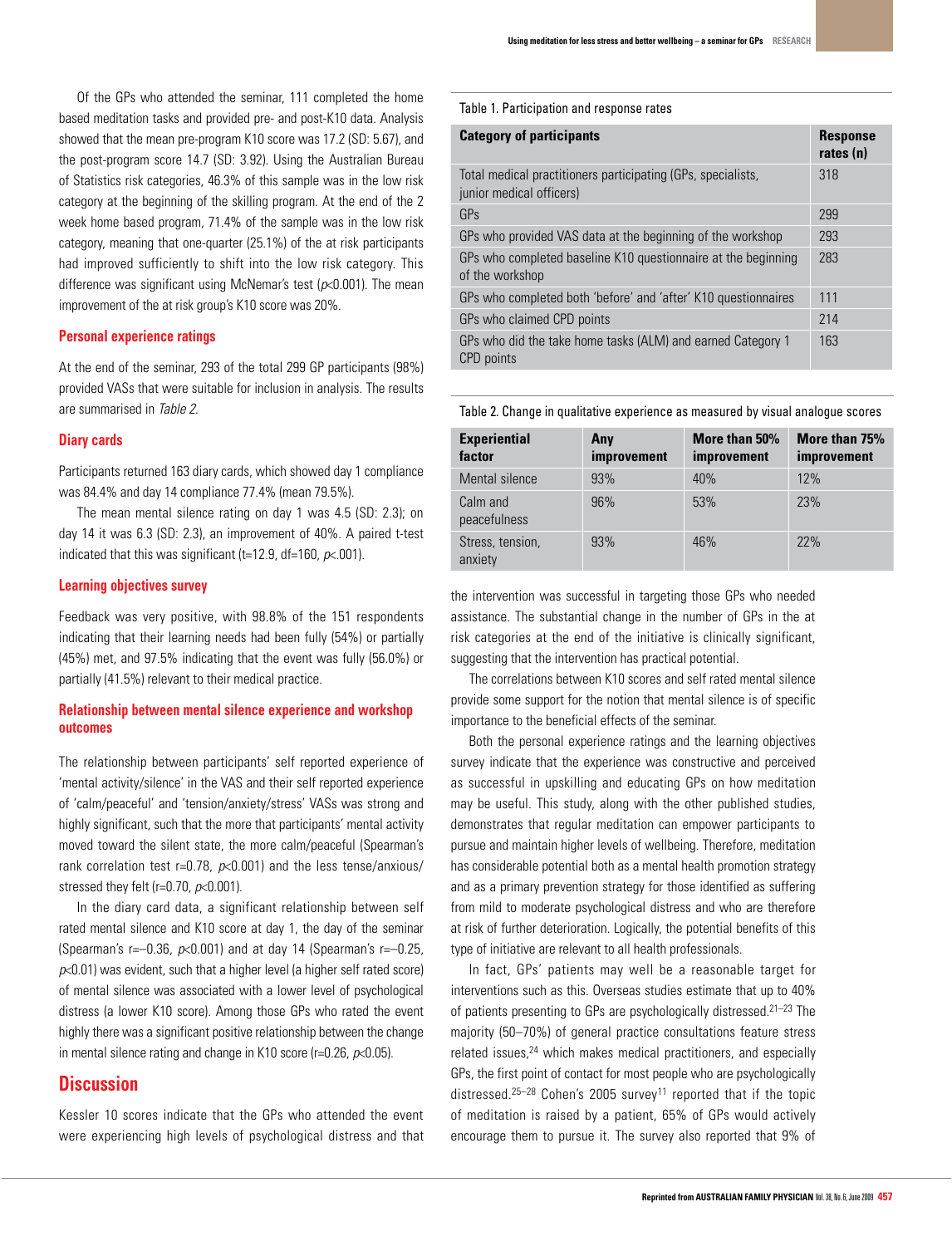Of the GPs who attended the seminar, 111 completed the home based meditation tasks and provided pre- and post-K10 data. Analysis showed that the mean pre-program K10 score was 17.2 (SD: 5.67), and the post-program score 14.7 (SD: 3.92). Using the Australian Bureau of Statistics risk categories, 46.3% of this sample was in the low risk category at the beginning of the skilling program. At the end of the 2 week home based program, 71.4% of the sample was in the low risk category, meaning that one-quarter (25.1%) of the at risk participants had improved sufficiently to shift into the low risk category. This difference was significant using McNemar's test ($p<0.001$). The mean improvement of the at risk group's K10 score was 20%.

### Personal experience ratings

At the end of the seminar, 293 of the total 299 GP participants (98%) provided VASs that were suitable for inclusion in analysis. The results are summarised in *Table 2*.

### Diary cards

Participants returned 163 diary cards, which showed day 1 compliance was 84.4% and day 14 compliance 77.4% (mean 79.5%).

The mean mental silence rating on day 1 was 4.5 (SD: 2.3); on day 14 it was 6.3 (SD: 2.3), an improvement of 40%. A paired t-test indicated that this was significant ($t=12.9$, $df=160$, $p<.001$).

### Learning objectives survey

Feedback was very positive, with 98.8% of the 151 respondents indicating that their learning needs had been fully (54%) or partially (45%) met, and 97.5% indicating that the event was fully (56.0%) or partially (41.5%) relevant to their medical practice.

### Relationship between mental silence experience and workshop outcomes

The relationship between participants' self reported experience of 'mental activity/silence' in the VAS and their self reported experience of 'calm/peaceful' and 'tension/anxiety/stress' VASs was strong and highly significant, such that the more that participants' mental activity moved toward the silent state, the more calm/peaceful (Spearman's rank correlation test $r=0.78$, $p<0.001$) and the less tense/anxious/stressed they felt ($r=0.70$, $p<0.001$).

In the diary card data, a significant relationship between self rated mental silence and K10 score at day 1, the day of the seminar (Spearman's $r=-0.36$, $p<0.001$) and at day 14 (Spearman's $r=-0.25$, $p<0.01$) was evident, such that a higher level (a higher self rated score) of mental silence was associated with a lower level of psychological distress (a lower K10 score). Among those GPs who rated the event highly there was a significant positive relationship between the change in mental silence rating and change in K10 score ($r=0.26$, $p<0.05$).

Table 1. Participation and response rates

| Category of participants | Response rates (n) |
|---|---|
| Total medical practitioners participating (GPs, specialists, junior medical officers) | 318 |
| GPs | 299 |
| GPs who provided VAS data at the beginning of the workshop | 293 |
| GPs who completed baseline K10 questionnaire at the beginning of the workshop | 283 |
| GPs who completed both 'before' and 'after' K10 questionnaires | 111 |
| GPs who claimed CPD points | 214 |
| GPs who did the take home tasks (ALM) and earned Category 1 CPD points | 163 |

Table 2. Change in qualitative experience as measured by visual analogue scores

| Experiential factor | Any improvement | More than 50% improvement | More than 75% improvement |
|---|---|---|---|
| Mental silence | 93% | 40% | 12% |
| Calm and peacefulness | 96% | 53% | 23% |
| Stress, tension, anxiety | 93% | 46% | 22% |

## Discussion

Kessler 10 scores indicate that the GPs who attended the event were experiencing high levels of psychological distress and that the intervention was successful in targeting those GPs who needed assistance. The substantial change in the number of GPs in the at risk categories at the end of the initiative is clinically significant, suggesting that the intervention has practical potential.

The correlations between K10 scores and self rated mental silence provide some support for the notion that mental silence is of specific importance to the beneficial effects of the seminar.

Both the personal experience ratings and the learning objectives survey indicate that the experience was constructive and perceived as successful in upskilling and educating GPs on how meditation may be useful. This study, along with the other published studies, demonstrates that regular meditation can empower participants to pursue and maintain higher levels of wellbeing. Therefore, meditation has considerable potential both as a mental health promotion strategy and as a primary prevention strategy for those identified as suffering from mild to moderate psychological distress and who are therefore at risk of further deterioration. Logically, the potential benefits of this type of initiative are relevant to all health professionals.

In fact, GPs' patients may well be a reasonable target for interventions such as this. Overseas studies estimate that up to 40% of patients presenting to GPs are psychologically distressed.[21–23] The majority (50–70%) of general practice consultations feature stress related issues,[24] which makes medical practitioners, and especially GPs, the first point of contact for most people who are psychologically distressed.[25–28] Cohen's 2005 survey[11] reported that if the topic of meditation is raised by a patient, 65% of GPs would actively encourage them to pursue it. The survey also reported that 9% of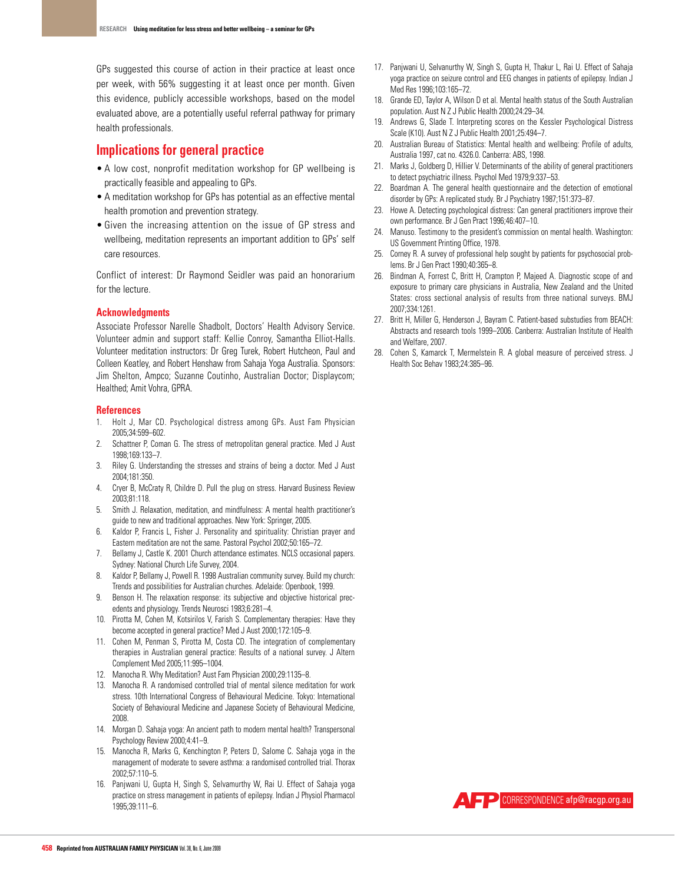GPs suggested this course of action in their practice at least once per week, with 56% suggesting it at least once per month. Given this evidence, publicly accessible workshops, based on the model evaluated above, are a potentially useful referral pathway for primary health professionals.

## Implications for general practice

- A low cost, nonprofit meditation workshop for GP wellbeing is practically feasible and appealing to GPs.
- A meditation workshop for GPs has potential as an effective mental health promotion and prevention strategy.
- Given the increasing attention on the issue of GP stress and wellbeing, meditation represents an important addition to GPs' self care resources.

Conflict of interest: Dr Raymond Seidler was paid an honorarium for the lecture.

### Acknowledgments

Associate Professor Narelle Shadbolt, Doctors' Health Advisory Service. Volunteer admin and support staff: Kellie Conroy, Samantha Elliot-Halls. Volunteer meditation instructors: Dr Greg Turek, Robert Hutcheon, Paul and Colleen Keatley, and Robert Henshaw from Sahaja Yoga Australia. Sponsors: Jim Shelton, Ampco; Suzanne Coutinho, Australian Doctor; Displaycom; Healthed; Amit Vohra, GPRA.

### References

1. Holt J, Mar CD. Psychological distress among GPs. Aust Fam Physician 2005;34:599–602.
2. Schattner P, Coman G. The stress of metropolitan general practice. Med J Aust 1998;169:133–7.
3. Riley G. Understanding the stresses and strains of being a doctor. Med J Aust 2004;181:350.
4. Cryer B, McCraty R, Childre D. Pull the plug on stress. Harvard Business Review 2003;81:118.
5. Smith J. Relaxation, meditation, and mindfulness: A mental health practitioner's guide to new and traditional approaches. New York: Springer, 2005.
6. Kaldor P, Francis L, Fisher J. Personality and spirituality: Christian prayer and Eastern meditation are not the same. Pastoral Psychol 2002;50:165–72.
7. Bellamy J, Castle K. 2001 Church attendance estimates. NCLS occasional papers. Sydney: National Church Life Survey, 2004.
8. Kaldor P, Bellamy J, Powell R. 1998 Australian community survey. Build my church: Trends and possibilities for Australian churches. Adelaide: Openbook, 1999.
9. Benson H. The relaxation response: its subjective and objective historical precedents and physiology. Trends Neurosci 1983;6:281–4.
10. Pirotta M, Cohen M, Kotsirilos V, Farish S. Complementary therapies: Have they become accepted in general practice? Med J Aust 2000;172:105–9.
11. Cohen M, Penman S, Pirotta M, Costa CD. The integration of complementary therapies in Australian general practice: Results of a national survey. J Altern Complement Med 2005;11:995–1004.
12. Manocha R. Why Meditation? Aust Fam Physician 2000;29:1135–8.
13. Manocha R. A randomised controlled trial of mental silence meditation for work stress. 10th International Congress of Behavioural Medicine. Tokyo: International Society of Behavioural Medicine and Japanese Society of Behavioural Medicine, 2008.
14. Morgan D. Sahaja yoga: An ancient path to modern mental health? Transpersonal Psychology Review 2000;4:41–9.
15. Manocha R, Marks G, Kenchington P, Peters D, Salome C. Sahaja yoga in the management of moderate to severe asthma: a randomised controlled trial. Thorax 2002;57:110–5.
16. Panjwani U, Gupta H, Singh S, Selvamurthy W, Rai U. Effect of Sahaja yoga practice on stress management in patients of epilepsy. Indian J Physiol Pharmacol 1995;39:111–6.
17. Panjwani U, Selvanurthy W, Singh S, Gupta H, Thakur L, Rai U. Effect of Sahaja yoga practice on seizure control and EEG changes in patients of epilepsy. Indian J Med Res 1996;103:165–72.
18. Grande ED, Taylor A, Wilson D et al. Mental health status of the South Australian population. Aust N Z J Public Health 2000;24:29–34.
19. Andrews G, Slade T. Interpreting scores on the Kessler Psychological Distress Scale (K10). Aust N Z J Public Health 2001;25:494–7.
20. Australian Bureau of Statistics: Mental health and wellbeing: Profile of adults, Australia 1997, cat no. 4326.0. Canberra: ABS, 1998.
21. Marks J, Goldberg D, Hillier V. Determinants of the ability of general practitioners to detect psychiatric illness. Psychol Med 1979;9:337–53.
22. Boardman A. The general health questionnaire and the detection of emotional disorder by GPs: A replicated study. Br J Psychiatry 1987;151:373–87.
23. Howe A. Detecting psychological distress: Can general practitioners improve their own performance. Br J Gen Pract 1996;46:407–10.
24. Manuso. Testimony to the president's commission on mental health. Washington: US Government Printing Office, 1978.
25. Corney R. A survey of professional help sought by patients for psychosocial problems. Br J Gen Pract 1990;40:365–8.
26. Bindman A, Forrest C, Britt H, Crampton P, Majeed A. Diagnostic scope of and exposure to primary care physicians in Australia, New Zealand and the United States: cross sectional analysis of results from three national surveys. BMJ 2007;334:1261.
27. Britt H, Miller G, Henderson J, Bayram C. Patient-based substudies from BEACH: Abstracts and research tools 1999–2006. Canberra: Australian Institute of Health and Welfare, 2007.
28. Cohen S, Kamarck T, Mermelstein R. A global measure of perceived stress. J Health Soc Behav 1983;24:385–96.

AFP CORRESPONDENCE afp@racgp.org.au